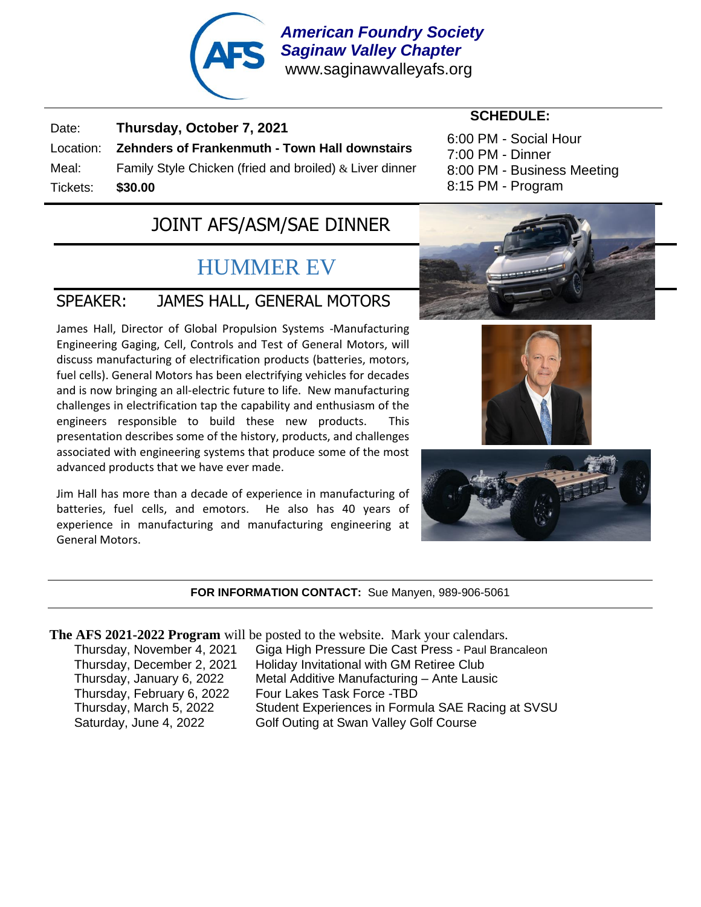# American Foundry Society
## Saginaw Valley Chapter

www.saginawvalleyafs.org

| | |
|---|---|
| Date: | **Thursday, October 7, 2021** |
| Location: | **Zehnders of Frankenmuth - Town Hall downstairs** |
| Meal: | Family Style Chicken (fried and broiled) & Liver dinner |
| Tickets: | **$30.00** |

**SCHEDULE:**

6:00 PM - Social Hour
7:00 PM - Dinner
8:00 PM - Business Meeting
8:15 PM - Program

## JOINT AFS/ASM/SAE DINNER

## HUMMER EV

### SPEAKER: JAMES HALL, GENERAL MOTORS

James Hall, Director of Global Propulsion Systems -Manufacturing Engineering Gaging, Cell, Controls and Test of General Motors, will discuss manufacturing of electrification products (batteries, motors, fuel cells). General Motors has been electrifying vehicles for decades and is now bringing an all-electric future to life. New manufacturing challenges in electrification tap the capability and enthusiasm of the engineers responsible to build these new products. This presentation describes some of the history, products, and challenges associated with engineering systems that produce some of the most advanced products that we have ever made.

Jim Hall has more than a decade of experience in manufacturing of batteries, fuel cells, and emotors. He also has 40 years of experience in manufacturing and manufacturing engineering at General Motors.

**FOR INFORMATION CONTACT:** Sue Manyen, 989-906-5061

**The AFS 2021-2022 Program** will be posted to the website. Mark your calendars.

| | |
|---|---|
| Thursday, November 4, 2021 | Giga High Pressure Die Cast Press - Paul Brancaleon |
| Thursday, December 2, 2021 | Holiday Invitational with GM Retiree Club |
| Thursday, January 6, 2022 | Metal Additive Manufacturing – Ante Lausic |
| Thursday, February 6, 2022 | Four Lakes Task Force -TBD |
| Thursday, March 5, 2022 | Student Experiences in Formula SAE Racing at SVSU |
| Saturday, June 4, 2022 | Golf Outing at Swan Valley Golf Course |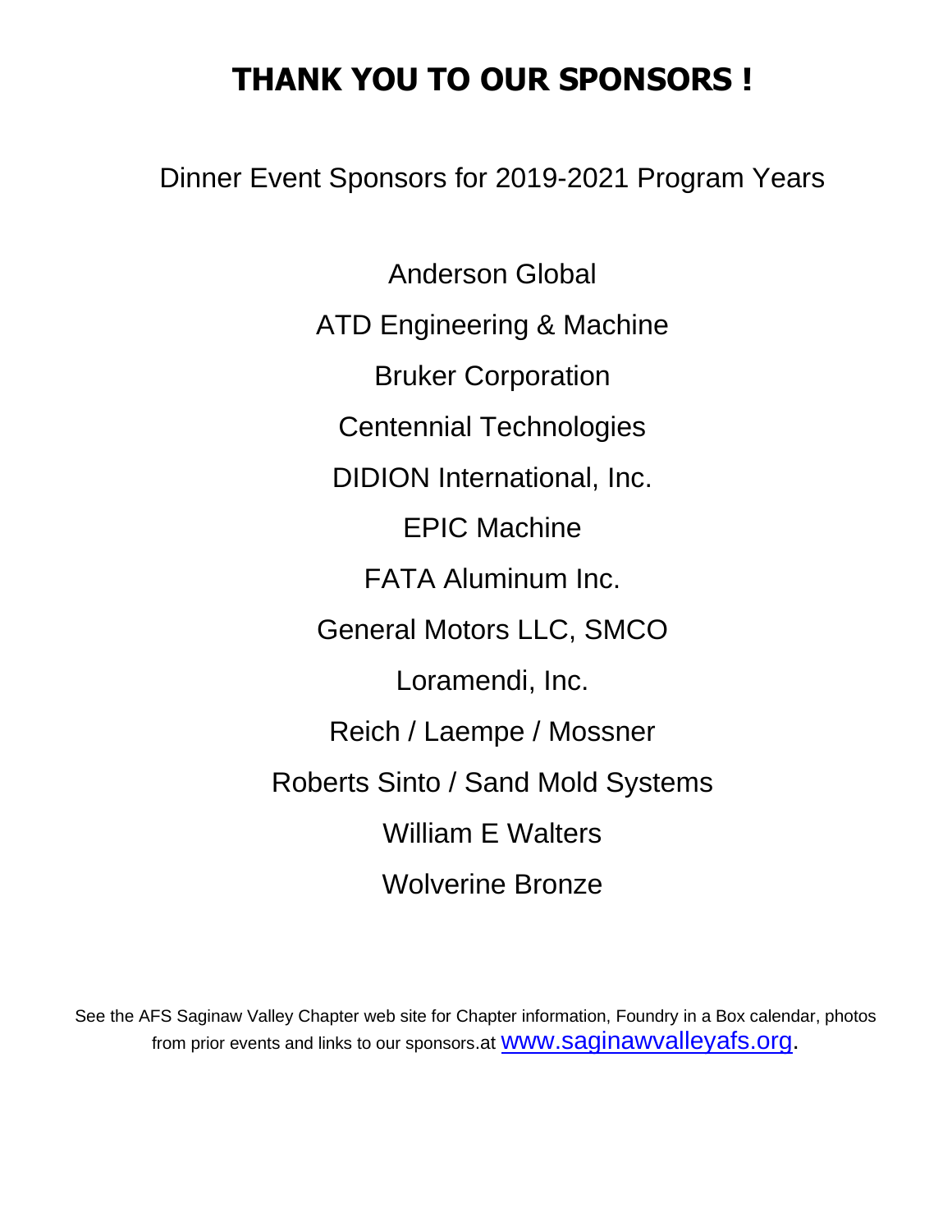# THANK YOU TO OUR SPONSORS !

Dinner Event Sponsors for 2019-2021 Program Years

Anderson Global

ATD Engineering & Machine

Bruker Corporation

Centennial Technologies

DIDION International, Inc.

EPIC Machine

FATA Aluminum Inc.

General Motors LLC, SMCO

Loramendi, Inc.

Reich / Laempe / Mossner

Roberts Sinto / Sand Mold Systems

William E Walters

Wolverine Bronze

See the AFS Saginaw Valley Chapter web site for Chapter information, Foundry in a Box calendar, photos from prior events and links to our sponsors.at www.saginawvalleyafs.org.